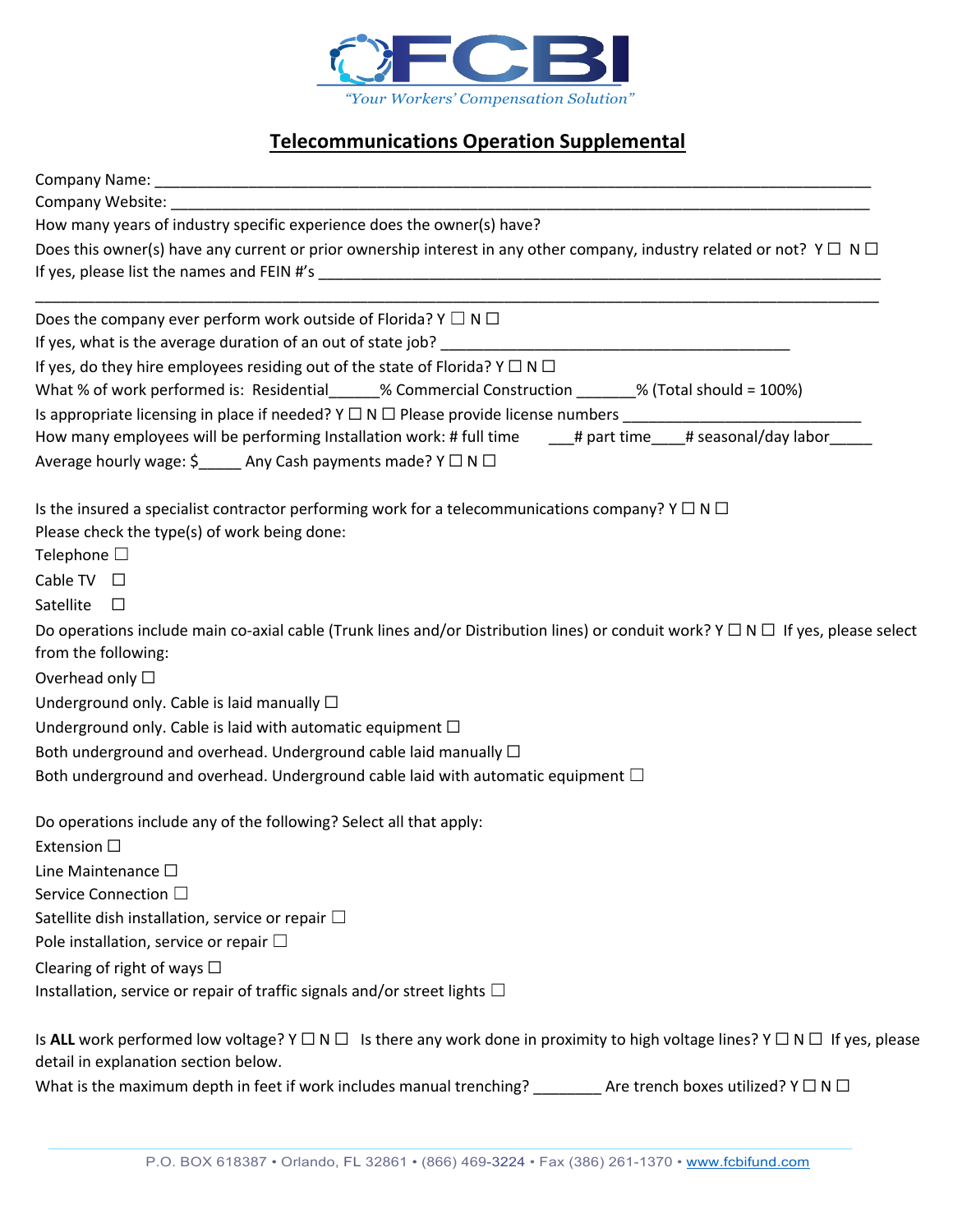FCBI

*"Your Workers' Compensation Solution"*

# Telecommunications Operation Supplemental

Company Name: ___________________________________________________________________________________

Company Website: _________________________________________________________________________________

How many years of industry specific experience does the owner(s) have?

Does this owner(s) have any current or prior ownership interest in any other company, industry related or not? Y ☐ N ☐

If yes, please list the names and FEIN #'s ________________________________________________________________

_____________________________________________________________________________________________

Does the company ever perform work outside of Florida? Y ☐ N ☐

If yes, what is the average duration of an out of state job? ________________________________________

If yes, do they hire employees residing out of the state of Florida? Y ☐ N ☐

What % of work performed is: Residential______% Commercial Construction _______% (Total should = 100%)

Is appropriate licensing in place if needed? Y ☐ N ☐ Please provide license numbers ___________________________

How many employees will be performing Installation work: # full time ___# part time____# seasonal/day labor_____

Average hourly wage: $_____ Any Cash payments made? Y ☐ N ☐

Is the insured a specialist contractor performing work for a telecommunications company? Y ☐ N ☐

Please check the type(s) of work being done:

Telephone ☐

Cable TV ☐

Satellite ☐

Do operations include main co-axial cable (Trunk lines and/or Distribution lines) or conduit work? Y ☐ N ☐ If yes, please select from the following:

Overhead only ☐

Underground only. Cable is laid manually ☐

Underground only. Cable is laid with automatic equipment ☐

Both underground and overhead. Underground cable laid manually ☐

Both underground and overhead. Underground cable laid with automatic equipment ☐

Do operations include any of the following? Select all that apply:

Extension ☐

Line Maintenance ☐

Service Connection ☐

Satellite dish installation, service or repair ☐

Pole installation, service or repair ☐

Clearing of right of ways ☐

Installation, service or repair of traffic signals and/or street lights ☐

Is **ALL** work performed low voltage? Y ☐ N ☐ Is there any work done in proximity to high voltage lines? Y ☐ N ☐ If yes, please detail in explanation section below.

What is the maximum depth in feet if work includes manual trenching? ________ Are trench boxes utilized? Y ☐ N ☐

P.O. BOX 618387 • Orlando, FL 32861 • (866) 469-3224 • Fax (386) 261-1370 • www.fcbifund.com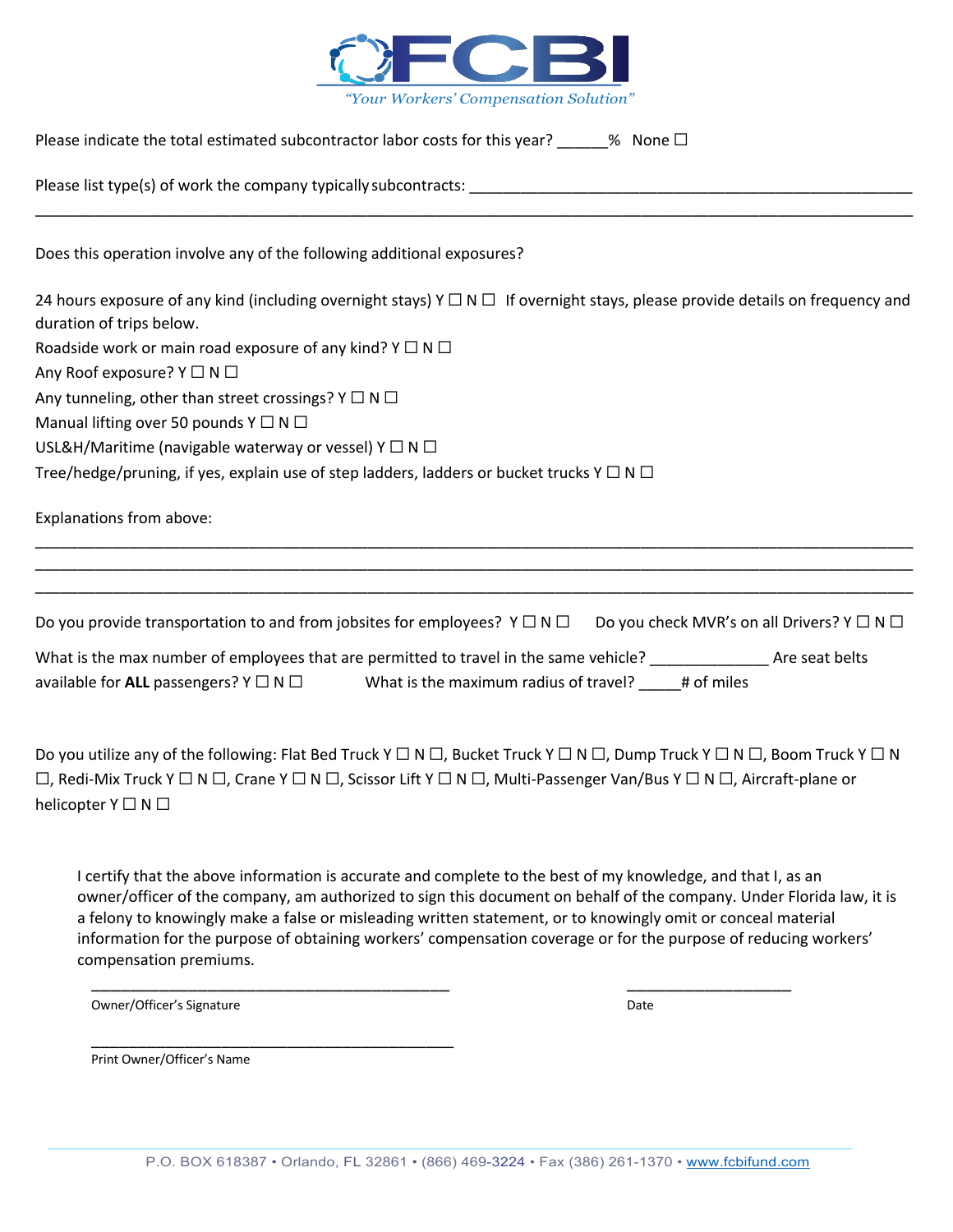FCBI

*"Your Workers' Compensation Solution"*

Please indicate the total estimated subcontractor labor costs for this year? ______% None ☐

Please list type(s) of work the company typically subcontracts: ______________________________________________________
_____________________________________________________________________________________________________

Does this operation involve any of the following additional exposures?

24 hours exposure of any kind (including overnight stays) Y ☐ N ☐ If overnight stays, please provide details on frequency and duration of trips below.
Roadside work or main road exposure of any kind? Y ☐ N ☐
Any Roof exposure? Y ☐ N ☐
Any tunneling, other than street crossings? Y ☐ N ☐
Manual lifting over 50 pounds Y ☐ N ☐
USL&H/Maritime (navigable waterway or vessel) Y ☐ N ☐
Tree/hedge/pruning, if yes, explain use of step ladders, ladders or bucket trucks Y ☐ N ☐

Explanations from above:
_____________________________________________________________________________________________________
_____________________________________________________________________________________________________
_____________________________________________________________________________________________________

Do you provide transportation to and from jobsites for employees? Y ☐ N ☐ Do you check MVR's on all Drivers? Y ☐ N ☐

What is the max number of employees that are permitted to travel in the same vehicle? _____________ Are seat belts available for **ALL** passengers? Y ☐ N ☐ What is the maximum radius of travel? _____# of miles

Do you utilize any of the following: Flat Bed Truck Y ☐ N ☐, Bucket Truck Y ☐ N ☐, Dump Truck Y ☐ N ☐, Boom Truck Y ☐ N ☐, Redi-Mix Truck Y ☐ N ☐, Crane Y ☐ N ☐, Scissor Lift Y ☐ N ☐, Multi-Passenger Van/Bus Y ☐ N ☐, Aircraft-plane or helicopter Y ☐ N ☐

I certify that the above information is accurate and complete to the best of my knowledge, and that I, as an owner/officer of the company, am authorized to sign this document on behalf of the company. Under Florida law, it is a felony to knowingly make a false or misleading written statement, or to knowingly omit or conceal material information for the purpose of obtaining workers' compensation coverage or for the purpose of reducing workers' compensation premiums.

_________________________________________ ____________________
Owner/Officer's Signature Date

_________________________________________
Print Owner/Officer's Name

P.O. BOX 618387 • Orlando, FL 32861 • (866) 469-3224 • Fax (386) 261-1370 • www.fcbifund.com